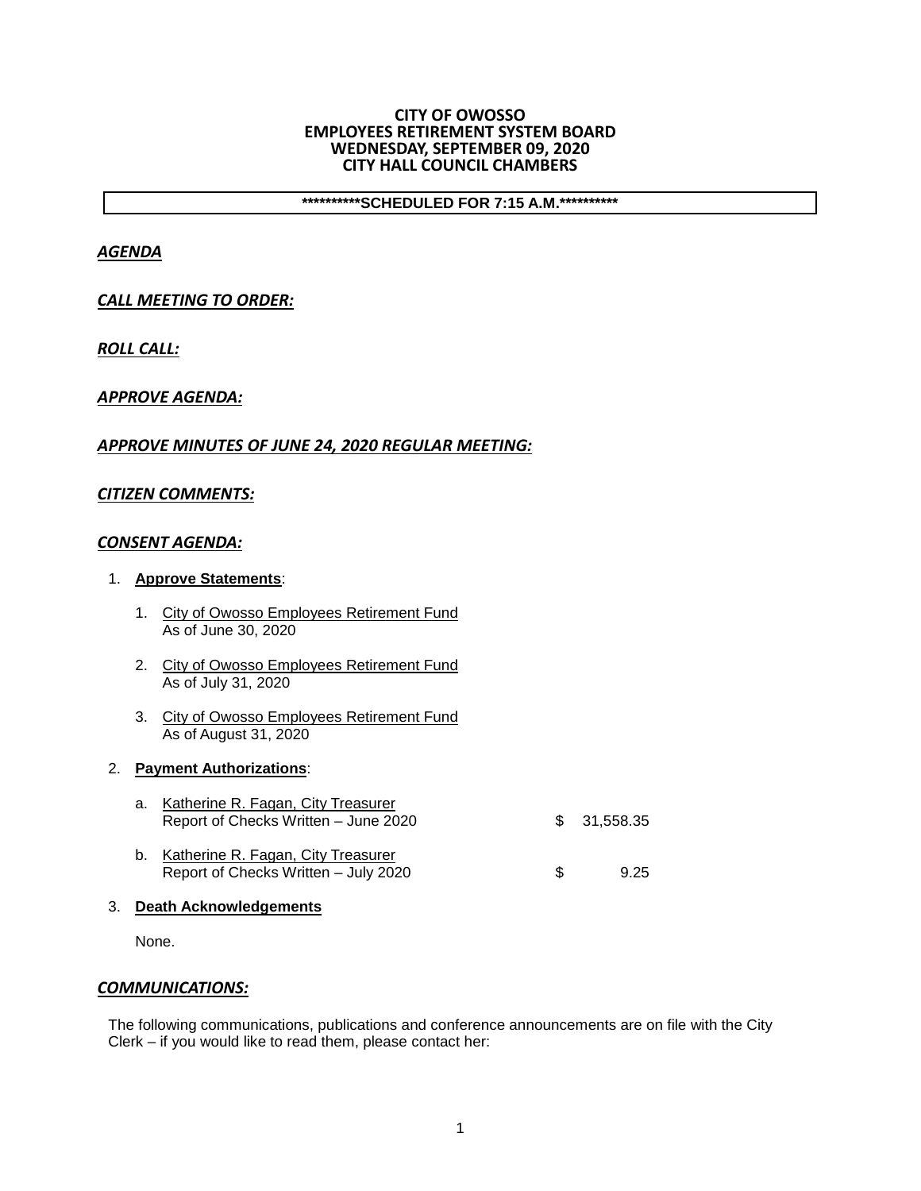**CITY OF OWOSSO**
**EMPLOYEES RETIREMENT SYSTEM BOARD**
**WEDNESDAY, SEPTEMBER 09, 2020**
**CITY HALL COUNCIL CHAMBERS**

**\*\*\*\*\*\*\*\*\*\*SCHEDULED FOR 7:15 A.M.\*\*\*\*\*\*\*\*\*\***

***AGENDA***

***CALL MEETING TO ORDER:***

***ROLL CALL:***

***APPROVE AGENDA:***

***APPROVE MINUTES OF JUNE 24, 2020 REGULAR MEETING:***

***CITIZEN COMMENTS:***

***CONSENT AGENDA:***

1. **Approve Statements**:

    1. City of Owosso Employees Retirement Fund
       As of June 30, 2020

    2. City of Owosso Employees Retirement Fund
       As of July 31, 2020

    3. City of Owosso Employees Retirement Fund
       As of August 31, 2020

2. **Payment Authorizations**:

    a. Katherine R. Fagan, City Treasurer
       Report of Checks Written – June 2020 $ 31,558.35

    b. Katherine R. Fagan, City Treasurer
       Report of Checks Written – July 2020 $ 9.25

3. **Death Acknowledgements**

   None.

***COMMUNICATIONS:***

The following communications, publications and conference announcements are on file with the City Clerk – if you would like to read them, please contact her: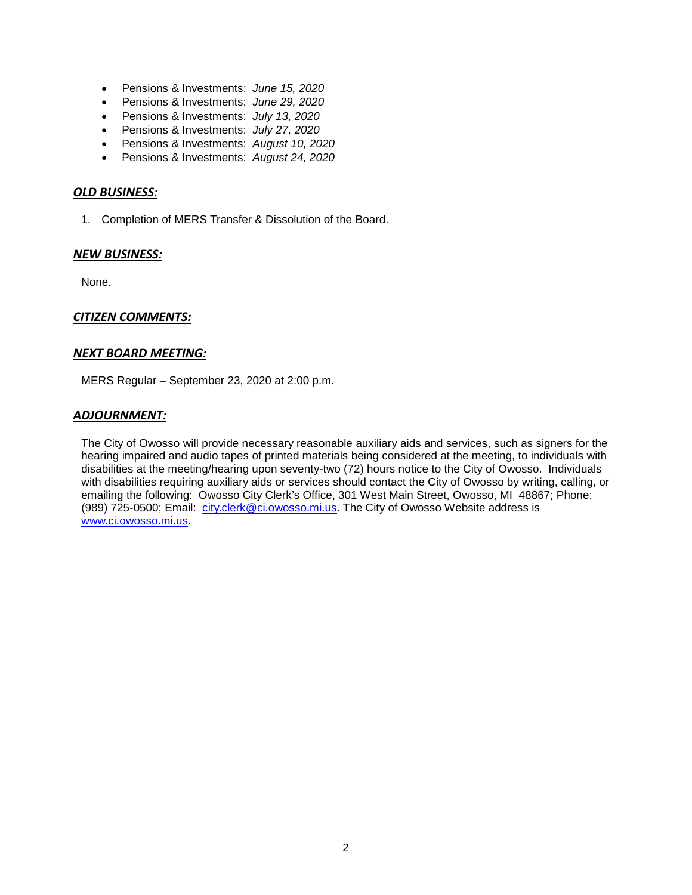- Pensions & Investments: *June 15, 2020*
- Pensions & Investments: *June 29, 2020*
- Pensions & Investments: *July 13, 2020*
- Pensions & Investments: *July 27, 2020*
- Pensions & Investments: *August 10, 2020*
- Pensions & Investments: *August 24, 2020*

## ***OLD BUSINESS:***

1. Completion of MERS Transfer & Dissolution of the Board.

## ***NEW BUSINESS:***

None.

## ***CITIZEN COMMENTS:***

## ***NEXT BOARD MEETING:***

MERS Regular – September 23, 2020 at 2:00 p.m.

## ***ADJOURNMENT:***

The City of Owosso will provide necessary reasonable auxiliary aids and services, such as signers for the hearing impaired and audio tapes of printed materials being considered at the meeting, to individuals with disabilities at the meeting/hearing upon seventy-two (72) hours notice to the City of Owosso. Individuals with disabilities requiring auxiliary aids or services should contact the City of Owosso by writing, calling, or emailing the following: Owosso City Clerk's Office, 301 West Main Street, Owosso, MI 48867; Phone: (989) 725-0500; Email: city.clerk@ci.owosso.mi.us. The City of Owosso Website address is www.ci.owosso.mi.us.